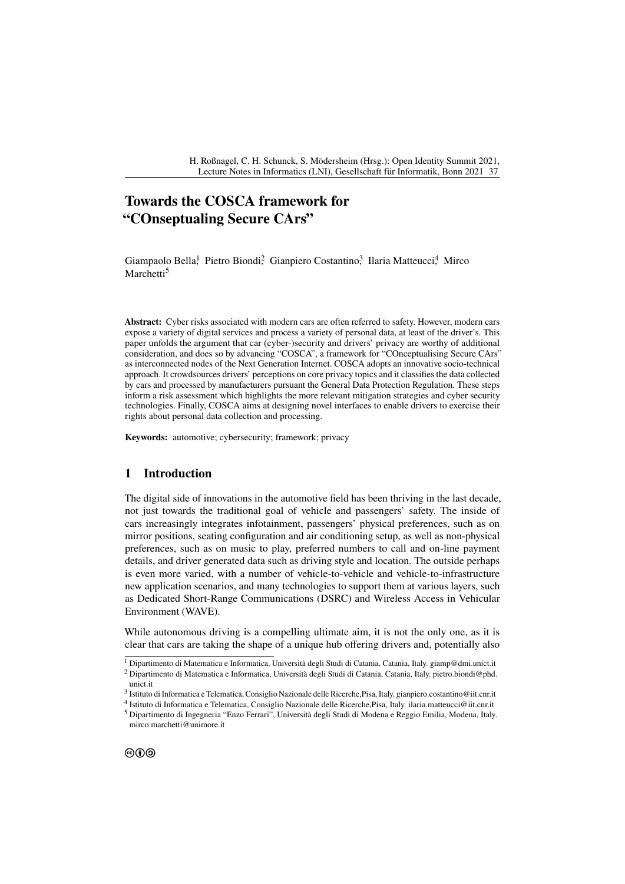# Towards the COSCA framework for "COnseptualing Secure CArs"

Giampaolo Bella[1] Pietro Biondi[2] Gianpiero Costantino[3] Ilaria Matteucci[4] Mirco Marchetti[5]

**Abstract:** Cyber risks associated with modern cars are often referred to safety. However, modern cars expose a variety of digital services and process a variety of personal data, at least of the driver's. This paper unfolds the argument that car (cyber-)security and drivers' privacy are worthy of additional consideration, and does so by advancing "COSCA", a framework for "COnceptualising Secure CArs" as interconnected nodes of the Next Generation Internet. COSCA adopts an innovative socio-technical approach. It crowdsources drivers' perceptions on core privacy topics and it classifies the data collected by cars and processed by manufacturers pursuant the General Data Protection Regulation. These steps inform a risk assessment which highlights the more relevant mitigation strategies and cyber security technologies. Finally, COSCA aims at designing novel interfaces to enable drivers to exercise their rights about personal data collection and processing.

**Keywords:** automotive; cybersecurity; framework; privacy

## 1 Introduction

The digital side of innovations in the automotive field has been thriving in the last decade, not just towards the traditional goal of vehicle and passengers' safety. The inside of cars increasingly integrates infotainment, passengers' physical preferences, such as on mirror positions, seating configuration and air conditioning setup, as well as non-physical preferences, such as on music to play, preferred numbers to call and on-line payment details, and driver generated data such as driving style and location. The outside perhaps is even more varied, with a number of vehicle-to-vehicle and vehicle-to-infrastructure new application scenarios, and many technologies to support them at various layers, such as Dedicated Short-Range Communications (DSRC) and Wireless Access in Vehicular Environment (WAVE).

While autonomous driving is a compelling ultimate aim, it is not the only one, as it is clear that cars are taking the shape of a unique hub offering drivers and, potentially also

[1] Dipartimento di Matematica e Informatica, Università degli Studi di Catania, Catania, Italy. giamp@dmi.unict.it

[2] Dipartimento di Matematica e Informatica, Università degli Studi di Catania, Catania, Italy. pietro.biondi@phd.unict.it

[3] Istituto di Informatica e Telematica, Consiglio Nazionale delle Ricerche,Pisa, Italy. gianpiero.costantino@iit.cnr.it

[4] Istituto di Informatica e Telematica, Consiglio Nazionale delle Ricerche,Pisa, Italy. ilaria.matteucci@iit.cnr.it

[5] Dipartimento di Ingegneria "Enzo Ferrari", Università degli Studi di Modena e Reggio Emilia, Modena, Italy. mirco.marchetti@unimore.it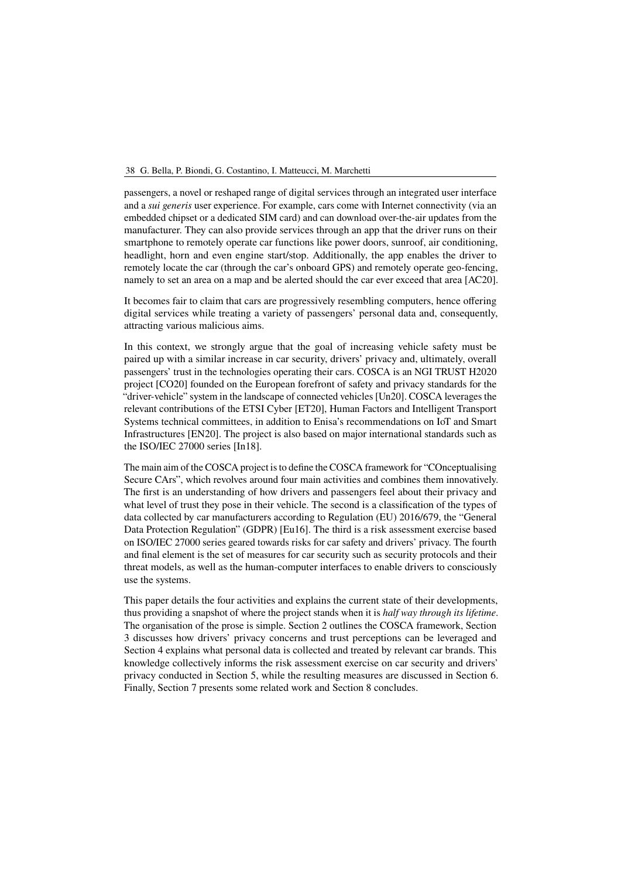passengers, a novel or reshaped range of digital services through an integrated user interface and a *sui generis* user experience. For example, cars come with Internet connectivity (via an embedded chipset or a dedicated SIM card) and can download over-the-air updates from the manufacturer. They can also provide services through an app that the driver runs on their smartphone to remotely operate car functions like power doors, sunroof, air conditioning, headlight, horn and even engine start/stop. Additionally, the app enables the driver to remotely locate the car (through the car's onboard GPS) and remotely operate geo-fencing, namely to set an area on a map and be alerted should the car ever exceed that area [AC20].

It becomes fair to claim that cars are progressively resembling computers, hence offering digital services while treating a variety of passengers' personal data and, consequently, attracting various malicious aims.

In this context, we strongly argue that the goal of increasing vehicle safety must be paired up with a similar increase in car security, drivers' privacy and, ultimately, overall passengers' trust in the technologies operating their cars. COSCA is an NGI TRUST H2020 project [CO20] founded on the European forefront of safety and privacy standards for the "driver-vehicle" system in the landscape of connected vehicles [Un20]. COSCA leverages the relevant contributions of the ETSI Cyber [ET20], Human Factors and Intelligent Transport Systems technical committees, in addition to Enisa's recommendations on IoT and Smart Infrastructures [EN20]. The project is also based on major international standards such as the ISO/IEC 27000 series [In18].

The main aim of the COSCA project is to define the COSCA framework for "COnceptualising Secure CArs", which revolves around four main activities and combines them innovatively. The first is an understanding of how drivers and passengers feel about their privacy and what level of trust they pose in their vehicle. The second is a classification of the types of data collected by car manufacturers according to Regulation (EU) 2016/679, the "General Data Protection Regulation" (GDPR) [Eu16]. The third is a risk assessment exercise based on ISO/IEC 27000 series geared towards risks for car safety and drivers' privacy. The fourth and final element is the set of measures for car security such as security protocols and their threat models, as well as the human-computer interfaces to enable drivers to consciously use the systems.

This paper details the four activities and explains the current state of their developments, thus providing a snapshot of where the project stands when it is *half way through its lifetime*. The organisation of the prose is simple. Section 2 outlines the COSCA framework, Section 3 discusses how drivers' privacy concerns and trust perceptions can be leveraged and Section 4 explains what personal data is collected and treated by relevant car brands. This knowledge collectively informs the risk assessment exercise on car security and drivers' privacy conducted in Section 5, while the resulting measures are discussed in Section 6. Finally, Section 7 presents some related work and Section 8 concludes.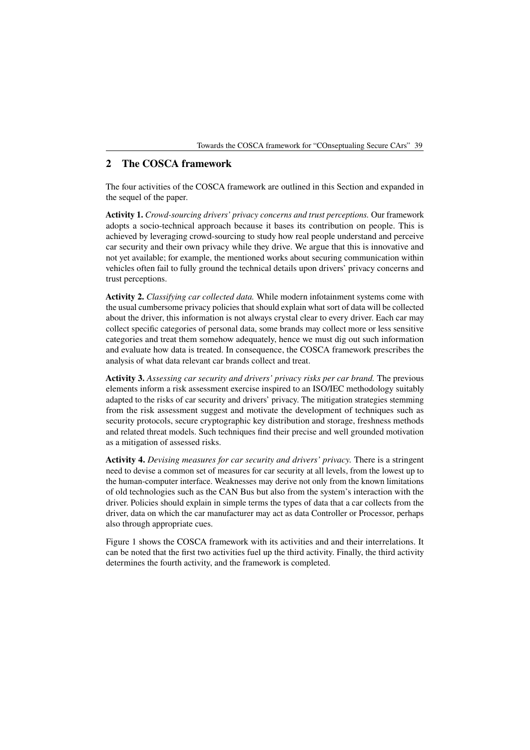## 2 The COSCA framework

The four activities of the COSCA framework are outlined in this Section and expanded in the sequel of the paper.

**Activity 1.** *Crowd-sourcing drivers' privacy concerns and trust perceptions.* Our framework adopts a socio-technical approach because it bases its contribution on people. This is achieved by leveraging crowd-sourcing to study how real people understand and perceive car security and their own privacy while they drive. We argue that this is innovative and not yet available; for example, the mentioned works about securing communication within vehicles often fail to fully ground the technical details upon drivers' privacy concerns and trust perceptions.

**Activity 2.** *Classifying car collected data.* While modern infotainment systems come with the usual cumbersome privacy policies that should explain what sort of data will be collected about the driver, this information is not always crystal clear to every driver. Each car may collect specific categories of personal data, some brands may collect more or less sensitive categories and treat them somehow adequately, hence we must dig out such information and evaluate how data is treated. In consequence, the COSCA framework prescribes the analysis of what data relevant car brands collect and treat.

**Activity 3.** *Assessing car security and drivers' privacy risks per car brand.* The previous elements inform a risk assessment exercise inspired to an ISO/IEC methodology suitably adapted to the risks of car security and drivers' privacy. The mitigation strategies stemming from the risk assessment suggest and motivate the development of techniques such as security protocols, secure cryptographic key distribution and storage, freshness methods and related threat models. Such techniques find their precise and well grounded motivation as a mitigation of assessed risks.

**Activity 4.** *Devising measures for car security and drivers' privacy.* There is a stringent need to devise a common set of measures for car security at all levels, from the lowest up to the human-computer interface. Weaknesses may derive not only from the known limitations of old technologies such as the CAN Bus but also from the system's interaction with the driver. Policies should explain in simple terms the types of data that a car collects from the driver, data on which the car manufacturer may act as data Controller or Processor, perhaps also through appropriate cues.

Figure 1 shows the COSCA framework with its activities and and their interrelations. It can be noted that the first two activities fuel up the third activity. Finally, the third activity determines the fourth activity, and the framework is completed.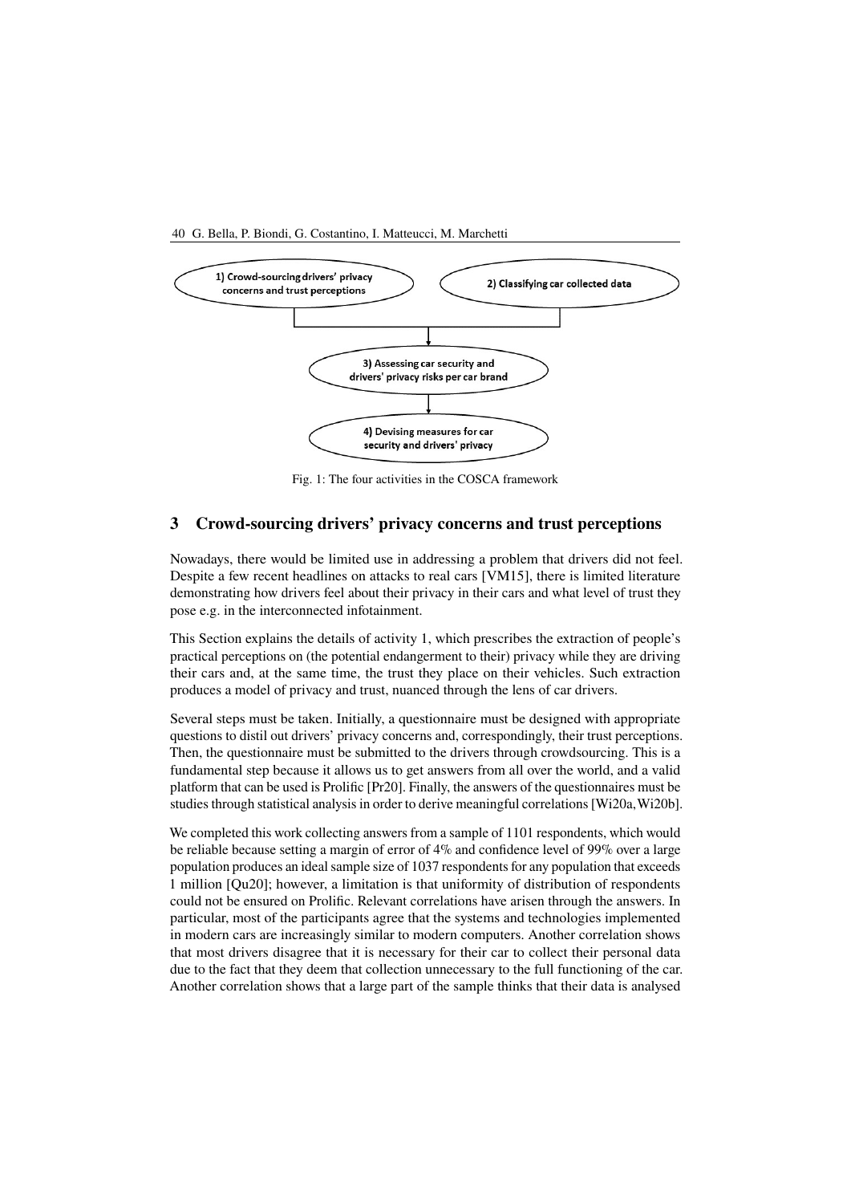Fig. 1: The four activities in the COSCA framework

## 3 Crowd-sourcing drivers' privacy concerns and trust perceptions

Nowadays, there would be limited use in addressing a problem that drivers did not feel. Despite a few recent headlines on attacks to real cars [VM15], there is limited literature demonstrating how drivers feel about their privacy in their cars and what level of trust they pose e.g. in the interconnected infotainment.

This Section explains the details of activity 1, which prescribes the extraction of people's practical perceptions on (the potential endangerment to their) privacy while they are driving their cars and, at the same time, the trust they place on their vehicles. Such extraction produces a model of privacy and trust, nuanced through the lens of car drivers.

Several steps must be taken. Initially, a questionnaire must be designed with appropriate questions to distil out drivers' privacy concerns and, correspondingly, their trust perceptions. Then, the questionnaire must be submitted to the drivers through crowdsourcing. This is a fundamental step because it allows us to get answers from all over the world, and a valid platform that can be used is Prolific [Pr20]. Finally, the answers of the questionnaires must be studies through statistical analysis in order to derive meaningful correlations [Wi20a, Wi20b].

We completed this work collecting answers from a sample of 1101 respondents, which would be reliable because setting a margin of error of 4% and confidence level of 99% over a large population produces an ideal sample size of 1037 respondents for any population that exceeds 1 million [Qu20]; however, a limitation is that uniformity of distribution of respondents could not be ensured on Prolific. Relevant correlations have arisen through the answers. In particular, most of the participants agree that the systems and technologies implemented in modern cars are increasingly similar to modern computers. Another correlation shows that most drivers disagree that it is necessary for their car to collect their personal data due to the fact that they deem that collection unnecessary to the full functioning of the car. Another correlation shows that a large part of the sample thinks that their data is analysed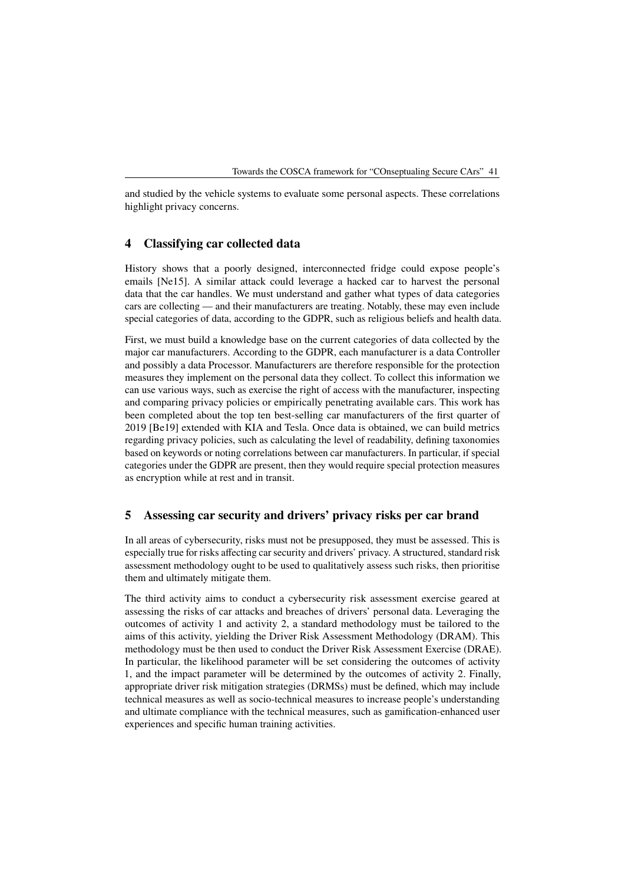and studied by the vehicle systems to evaluate some personal aspects. These correlations highlight privacy concerns.

## 4 Classifying car collected data

History shows that a poorly designed, interconnected fridge could expose people's emails [Ne15]. A similar attack could leverage a hacked car to harvest the personal data that the car handles. We must understand and gather what types of data categories cars are collecting — and their manufacturers are treating. Notably, these may even include special categories of data, according to the GDPR, such as religious beliefs and health data.

First, we must build a knowledge base on the current categories of data collected by the major car manufacturers. According to the GDPR, each manufacturer is a data Controller and possibly a data Processor. Manufacturers are therefore responsible for the protection measures they implement on the personal data they collect. To collect this information we can use various ways, such as exercise the right of access with the manufacturer, inspecting and comparing privacy policies or empirically penetrating available cars. This work has been completed about the top ten best-selling car manufacturers of the first quarter of 2019 [Be19] extended with KIA and Tesla. Once data is obtained, we can build metrics regarding privacy policies, such as calculating the level of readability, defining taxonomies based on keywords or noting correlations between car manufacturers. In particular, if special categories under the GDPR are present, then they would require special protection measures as encryption while at rest and in transit.

## 5 Assessing car security and drivers' privacy risks per car brand

In all areas of cybersecurity, risks must not be presupposed, they must be assessed. This is especially true for risks affecting car security and drivers' privacy. A structured, standard risk assessment methodology ought to be used to qualitatively assess such risks, then prioritise them and ultimately mitigate them.

The third activity aims to conduct a cybersecurity risk assessment exercise geared at assessing the risks of car attacks and breaches of drivers' personal data. Leveraging the outcomes of activity 1 and activity 2, a standard methodology must be tailored to the aims of this activity, yielding the Driver Risk Assessment Methodology (DRAM). This methodology must be then used to conduct the Driver Risk Assessment Exercise (DRAE). In particular, the likelihood parameter will be set considering the outcomes of activity 1, and the impact parameter will be determined by the outcomes of activity 2. Finally, appropriate driver risk mitigation strategies (DRMSs) must be defined, which may include technical measures as well as socio-technical measures to increase people's understanding and ultimate compliance with the technical measures, such as gamification-enhanced user experiences and specific human training activities.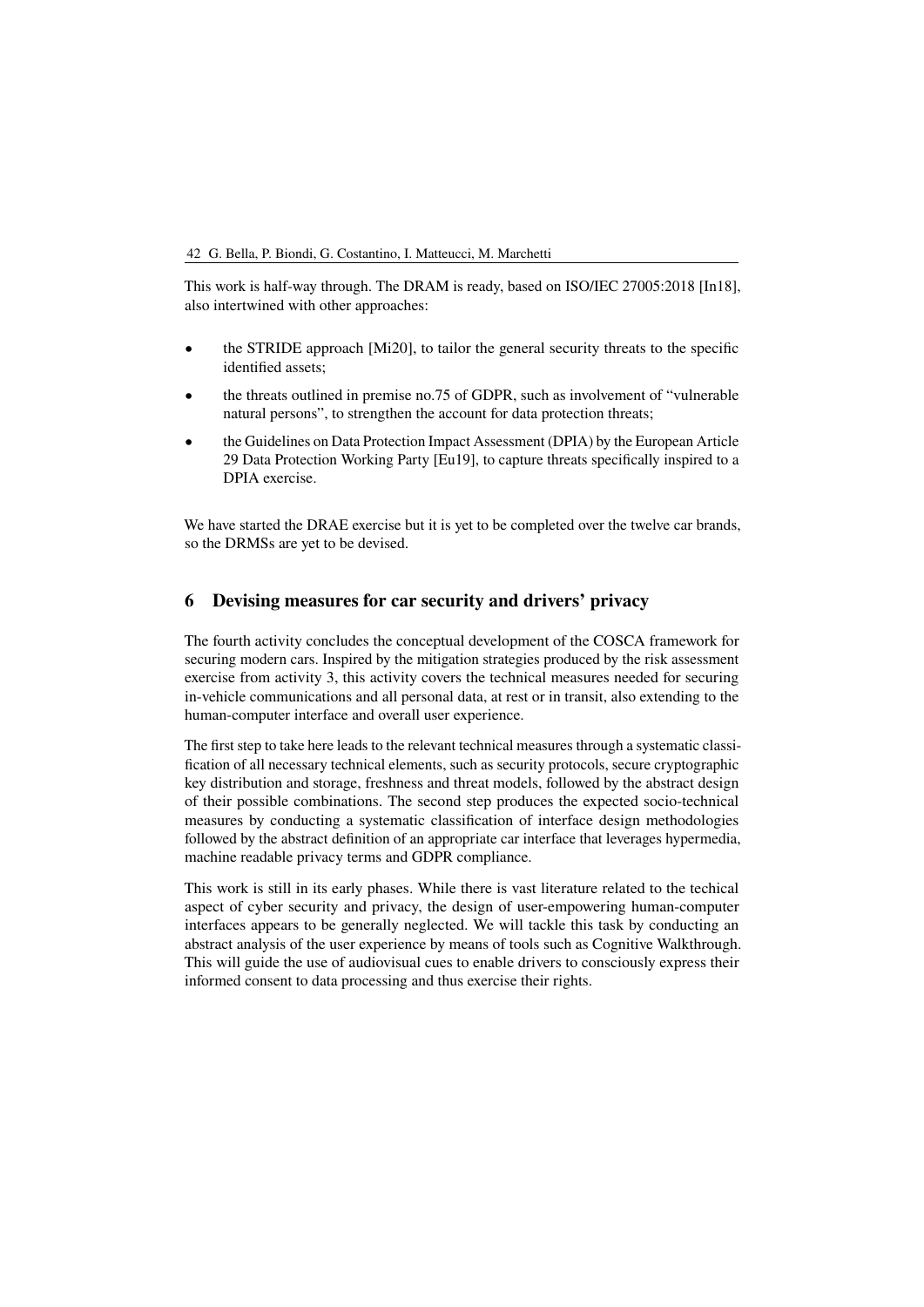This work is half-way through. The DRAM is ready, based on ISO/IEC 27005:2018 [In18], also intertwined with other approaches:

- the STRIDE approach [Mi20], to tailor the general security threats to the specific identified assets;
- the threats outlined in premise no.75 of GDPR, such as involvement of "vulnerable natural persons", to strengthen the account for data protection threats;
- the Guidelines on Data Protection Impact Assessment (DPIA) by the European Article 29 Data Protection Working Party [Eu19], to capture threats specifically inspired to a DPIA exercise.

We have started the DRAE exercise but it is yet to be completed over the twelve car brands, so the DRMSs are yet to be devised.

## 6 Devising measures for car security and drivers' privacy

The fourth activity concludes the conceptual development of the COSCA framework for securing modern cars. Inspired by the mitigation strategies produced by the risk assessment exercise from activity 3, this activity covers the technical measures needed for securing in-vehicle communications and all personal data, at rest or in transit, also extending to the human-computer interface and overall user experience.

The first step to take here leads to the relevant technical measures through a systematic classification of all necessary technical elements, such as security protocols, secure cryptographic key distribution and storage, freshness and threat models, followed by the abstract design of their possible combinations. The second step produces the expected socio-technical measures by conducting a systematic classification of interface design methodologies followed by the abstract definition of an appropriate car interface that leverages hypermedia, machine readable privacy terms and GDPR compliance.

This work is still in its early phases. While there is vast literature related to the techical aspect of cyber security and privacy, the design of user-empowering human-computer interfaces appears to be generally neglected. We will tackle this task by conducting an abstract analysis of the user experience by means of tools such as Cognitive Walkthrough. This will guide the use of audiovisual cues to enable drivers to consciously express their informed consent to data processing and thus exercise their rights.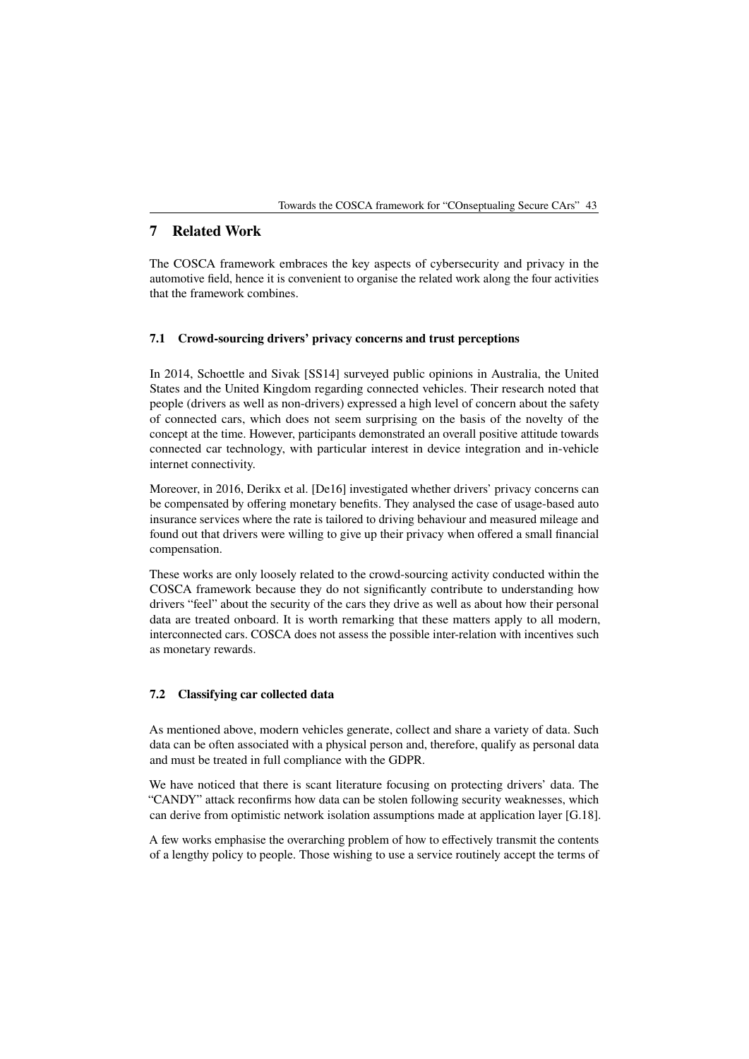## 7 Related Work

The COSCA framework embraces the key aspects of cybersecurity and privacy in the automotive field, hence it is convenient to organise the related work along the four activities that the framework combines.

### 7.1 Crowd-sourcing drivers' privacy concerns and trust perceptions

In 2014, Schoettle and Sivak [SS14] surveyed public opinions in Australia, the United States and the United Kingdom regarding connected vehicles. Their research noted that people (drivers as well as non-drivers) expressed a high level of concern about the safety of connected cars, which does not seem surprising on the basis of the novelty of the concept at the time. However, participants demonstrated an overall positive attitude towards connected car technology, with particular interest in device integration and in-vehicle internet connectivity.

Moreover, in 2016, Derikx et al. [De16] investigated whether drivers' privacy concerns can be compensated by offering monetary benefits. They analysed the case of usage-based auto insurance services where the rate is tailored to driving behaviour and measured mileage and found out that drivers were willing to give up their privacy when offered a small financial compensation.

These works are only loosely related to the crowd-sourcing activity conducted within the COSCA framework because they do not significantly contribute to understanding how drivers "feel" about the security of the cars they drive as well as about how their personal data are treated onboard. It is worth remarking that these matters apply to all modern, interconnected cars. COSCA does not assess the possible inter-relation with incentives such as monetary rewards.

### 7.2 Classifying car collected data

As mentioned above, modern vehicles generate, collect and share a variety of data. Such data can be often associated with a physical person and, therefore, qualify as personal data and must be treated in full compliance with the GDPR.

We have noticed that there is scant literature focusing on protecting drivers' data. The "CANDY" attack reconfirms how data can be stolen following security weaknesses, which can derive from optimistic network isolation assumptions made at application layer [G.18].

A few works emphasise the overarching problem of how to effectively transmit the contents of a lengthy policy to people. Those wishing to use a service routinely accept the terms of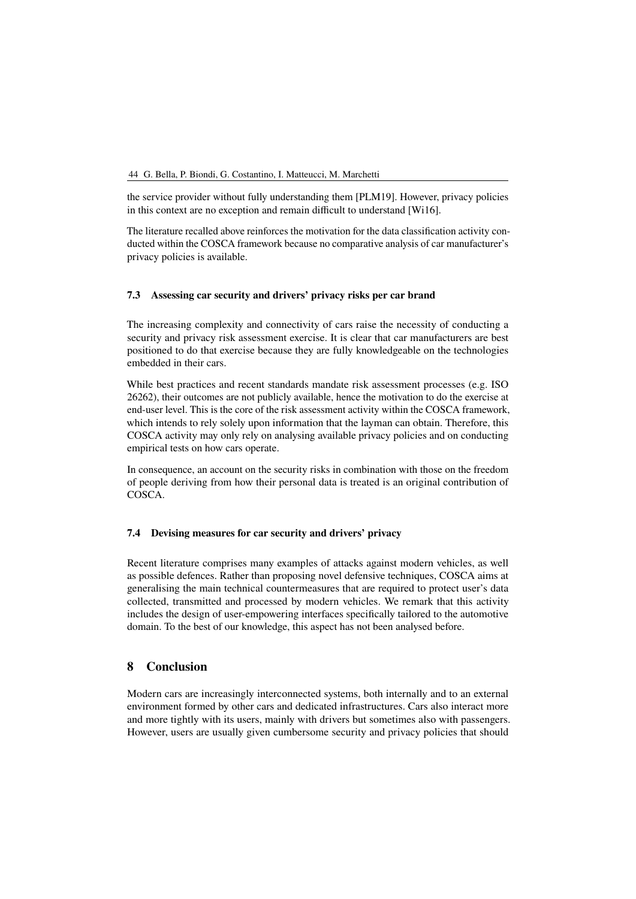the service provider without fully understanding them [PLM19]. However, privacy policies in this context are no exception and remain difficult to understand [Wi16].

The literature recalled above reinforces the motivation for the data classification activity conducted within the COSCA framework because no comparative analysis of car manufacturer's privacy policies is available.

### 7.3 Assessing car security and drivers' privacy risks per car brand

The increasing complexity and connectivity of cars raise the necessity of conducting a security and privacy risk assessment exercise. It is clear that car manufacturers are best positioned to do that exercise because they are fully knowledgeable on the technologies embedded in their cars.

While best practices and recent standards mandate risk assessment processes (e.g. ISO 26262), their outcomes are not publicly available, hence the motivation to do the exercise at end-user level. This is the core of the risk assessment activity within the COSCA framework, which intends to rely solely upon information that the layman can obtain. Therefore, this COSCA activity may only rely on analysing available privacy policies and on conducting empirical tests on how cars operate.

In consequence, an account on the security risks in combination with those on the freedom of people deriving from how their personal data is treated is an original contribution of COSCA.

### 7.4 Devising measures for car security and drivers' privacy

Recent literature comprises many examples of attacks against modern vehicles, as well as possible defences. Rather than proposing novel defensive techniques, COSCA aims at generalising the main technical countermeasures that are required to protect user's data collected, transmitted and processed by modern vehicles. We remark that this activity includes the design of user-empowering interfaces specifically tailored to the automotive domain. To the best of our knowledge, this aspect has not been analysed before.

## 8 Conclusion

Modern cars are increasingly interconnected systems, both internally and to an external environment formed by other cars and dedicated infrastructures. Cars also interact more and more tightly with its users, mainly with drivers but sometimes also with passengers. However, users are usually given cumbersome security and privacy policies that should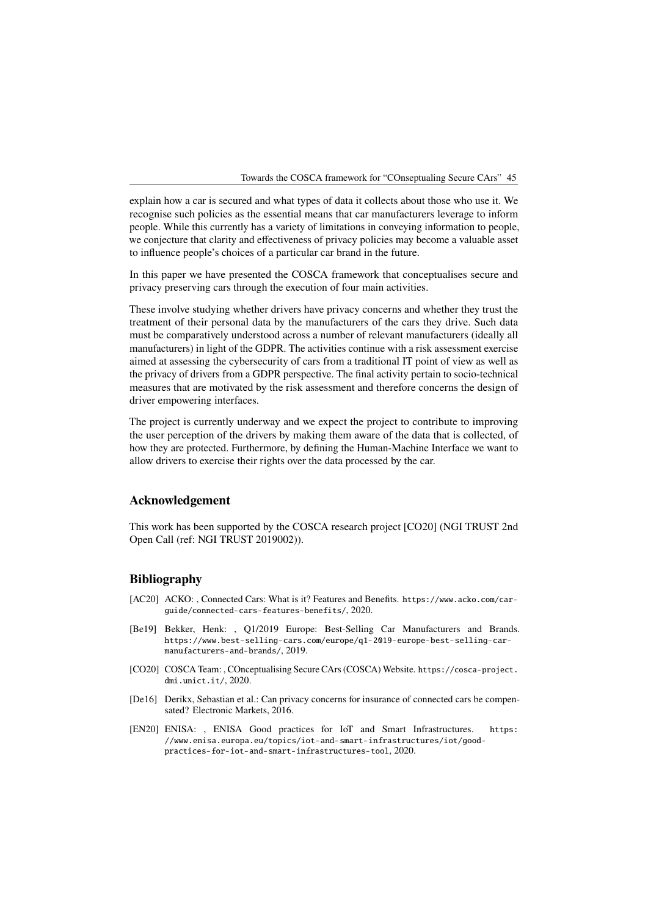explain how a car is secured and what types of data it collects about those who use it. We recognise such policies as the essential means that car manufacturers leverage to inform people. While this currently has a variety of limitations in conveying information to people, we conjecture that clarity and effectiveness of privacy policies may become a valuable asset to influence people's choices of a particular car brand in the future.

In this paper we have presented the COSCA framework that conceptualises secure and privacy preserving cars through the execution of four main activities.

These involve studying whether drivers have privacy concerns and whether they trust the treatment of their personal data by the manufacturers of the cars they drive. Such data must be comparatively understood across a number of relevant manufacturers (ideally all manufacturers) in light of the GDPR. The activities continue with a risk assessment exercise aimed at assessing the cybersecurity of cars from a traditional IT point of view as well as the privacy of drivers from a GDPR perspective. The final activity pertain to socio-technical measures that are motivated by the risk assessment and therefore concerns the design of driver empowering interfaces.

The project is currently underway and we expect the project to contribute to improving the user perception of the drivers by making them aware of the data that is collected, of how they are protected. Furthermore, by defining the Human-Machine Interface we want to allow drivers to exercise their rights over the data processed by the car.

## Acknowledgement

This work has been supported by the COSCA research project [CO20] (NGI TRUST 2nd Open Call (ref: NGI TRUST 2019002)).

## Bibliography

[AC20] ACKO: , Connected Cars: What is it? Features and Benefits. https://www.acko.com/car-guide/connected-cars-features-benefits/, 2020.

[Be19] Bekker, Henk: , Q1/2019 Europe: Best-Selling Car Manufacturers and Brands. https://www.best-selling-cars.com/europe/q1-2019-europe-best-selling-car-manufacturers-and-brands/, 2019.

[CO20] COSCA Team: , COnceptualising Secure CArs (COSCA) Website. https://cosca-project.dmi.unict.it/, 2020.

[De16] Derikx, Sebastian et al.: Can privacy concerns for insurance of connected cars be compensated? Electronic Markets, 2016.

[EN20] ENISA: , ENISA Good practices for IoT and Smart Infrastructures. https://www.enisa.europa.eu/topics/iot-and-smart-infrastructures/iot/good-practices-for-iot-and-smart-infrastructures-tool, 2020.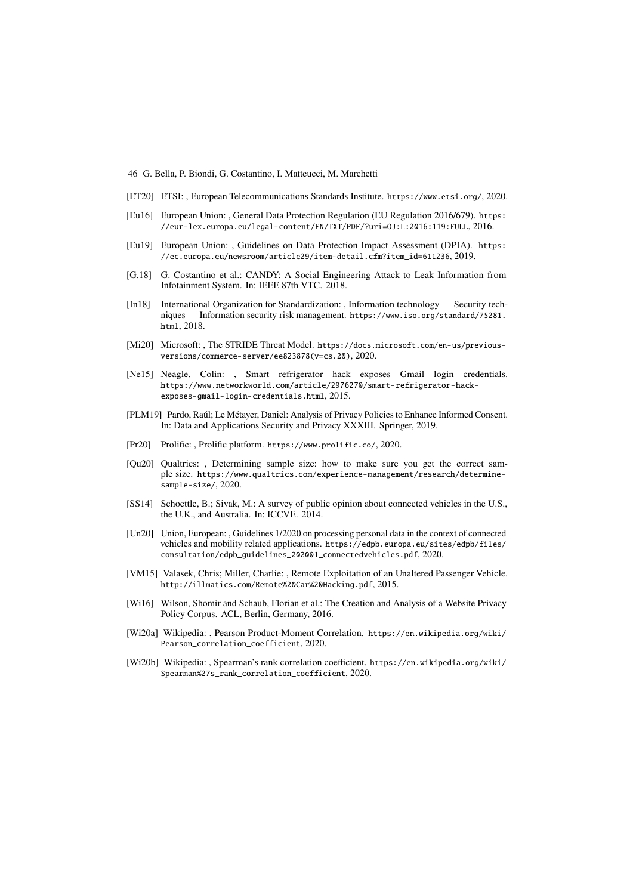[ET20] ETSI: , European Telecommunications Standards Institute. https://www.etsi.org/, 2020.

[Eu16] European Union: , General Data Protection Regulation (EU Regulation 2016/679). https://eur-lex.europa.eu/legal-content/EN/TXT/PDF/?uri=OJ:L:2016:119:FULL, 2016.

[Eu19] European Union: , Guidelines on Data Protection Impact Assessment (DPIA). https://ec.europa.eu/newsroom/article29/item-detail.cfm?item_id=611236, 2019.

[G.18] G. Costantino et al.: CANDY: A Social Engineering Attack to Leak Information from Infotainment System. In: IEEE 87th VTC. 2018.

[In18] International Organization for Standardization: , Information technology — Security techniques — Information security risk management. https://www.iso.org/standard/75281.html, 2018.

[Mi20] Microsoft: , The STRIDE Threat Model. https://docs.microsoft.com/en-us/previous-versions/commerce-server/ee823878(v=cs.20), 2020.

[Ne15] Neagle, Colin: , Smart refrigerator hack exposes Gmail login credentials. https://www.networkworld.com/article/2976270/smart-refrigerator-hack-exposes-gmail-login-credentials.html, 2015.

[PLM19] Pardo, Raúl; Le Métayer, Daniel: Analysis of Privacy Policies to Enhance Informed Consent. In: Data and Applications Security and Privacy XXXIII. Springer, 2019.

[Pr20] Prolific: , Prolific platform. https://www.prolific.co/, 2020.

[Qu20] Qualtrics: , Determining sample size: how to make sure you get the correct sample size. https://www.qualtrics.com/experience-management/research/determine-sample-size/, 2020.

[SS14] Schoettle, B.; Sivak, M.: A survey of public opinion about connected vehicles in the U.S., the U.K., and Australia. In: ICCVE. 2014.

[Un20] Union, European: , Guidelines 1/2020 on processing personal data in the context of connected vehicles and mobility related applications. https://edpb.europa.eu/sites/edpb/files/consultation/edpb_guidelines_202001_connectedvehicles.pdf, 2020.

[VM15] Valasek, Chris; Miller, Charlie: , Remote Exploitation of an Unaltered Passenger Vehicle. http://illmatics.com/Remote%20Car%20Hacking.pdf, 2015.

[Wi16] Wilson, Shomir and Schaub, Florian et al.: The Creation and Analysis of a Website Privacy Policy Corpus. ACL, Berlin, Germany, 2016.

[Wi20a] Wikipedia: , Pearson Product-Moment Correlation. https://en.wikipedia.org/wiki/Pearson_correlation_coefficient, 2020.

[Wi20b] Wikipedia: , Spearman's rank correlation coefficient. https://en.wikipedia.org/wiki/Spearman%27s_rank_correlation_coefficient, 2020.